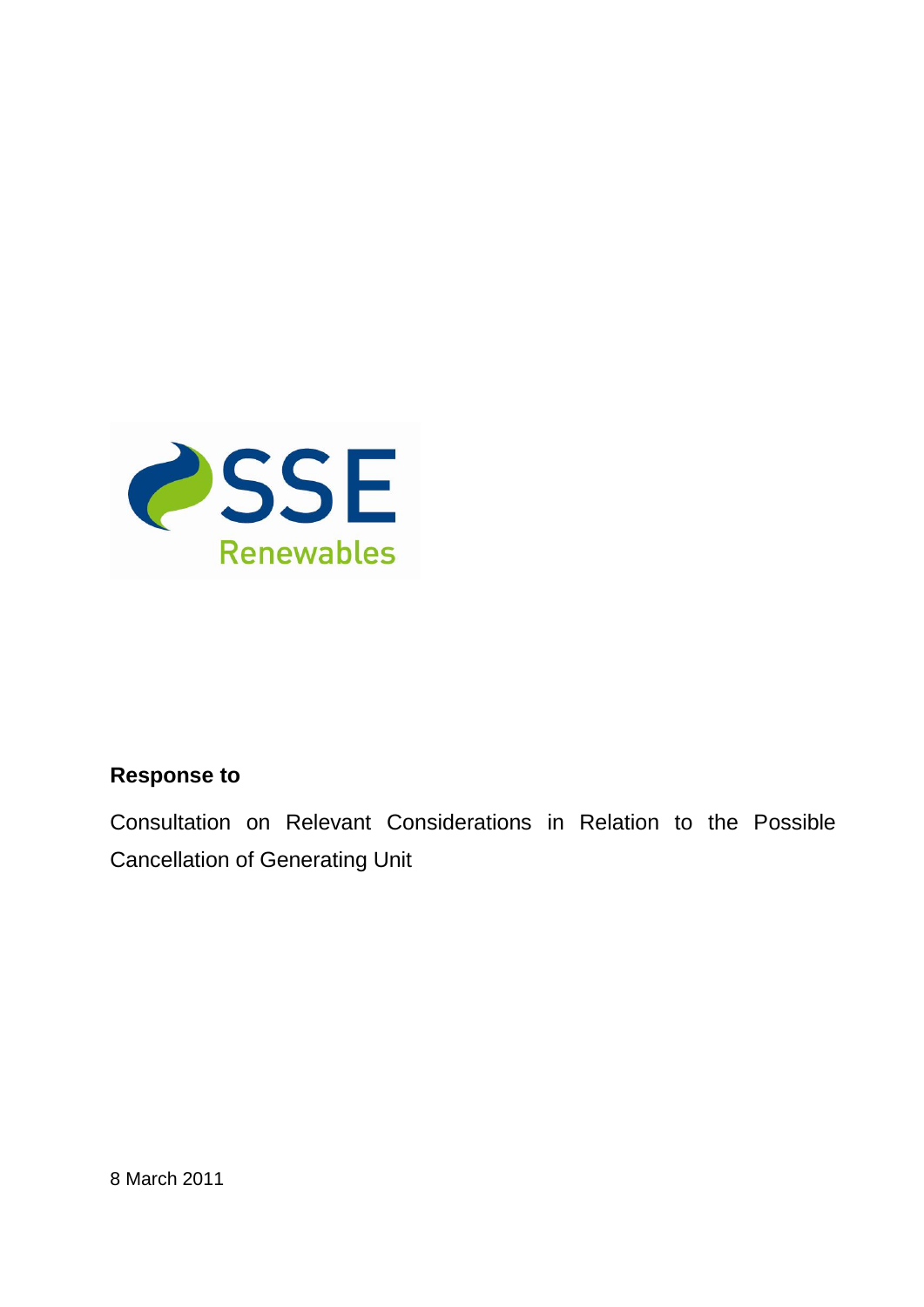**Response to**

Consultation on Relevant Considerations in Relation to the Possible Cancellation of Generating Unit

8 March 2011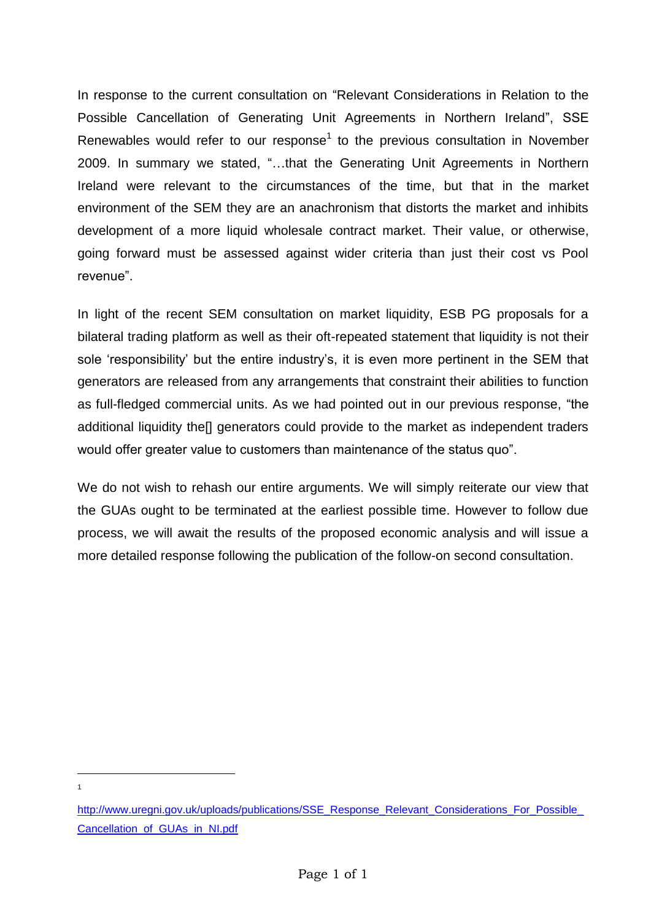In response to the current consultation on "Relevant Considerations in Relation to the Possible Cancellation of Generating Unit Agreements in Northern Ireland", SSE Renewables would refer to our response[1] to the previous consultation in November 2009. In summary we stated, "…that the Generating Unit Agreements in Northern Ireland were relevant to the circumstances of the time, but that in the market environment of the SEM they are an anachronism that distorts the market and inhibits development of a more liquid wholesale contract market. Their value, or otherwise, going forward must be assessed against wider criteria than just their cost vs Pool revenue".

In light of the recent SEM consultation on market liquidity, ESB PG proposals for a bilateral trading platform as well as their oft-repeated statement that liquidity is not their sole 'responsibility' but the entire industry's, it is even more pertinent in the SEM that generators are released from any arrangements that constraint their abilities to function as full-fledged commercial units. As we had pointed out in our previous response, "the additional liquidity the[] generators could provide to the market as independent traders would offer greater value to customers than maintenance of the status quo".

We do not wish to rehash our entire arguments. We will simply reiterate our view that the GUAs ought to be terminated at the earliest possible time. However to follow due process, we will await the results of the proposed economic analysis and will issue a more detailed response following the publication of the follow-on second consultation.

---

[1] http://www.uregni.gov.uk/uploads/publications/SSE_Response_Relevant_Considerations_For_Possible_Cancellation_of_GUAs_in_NI.pdf